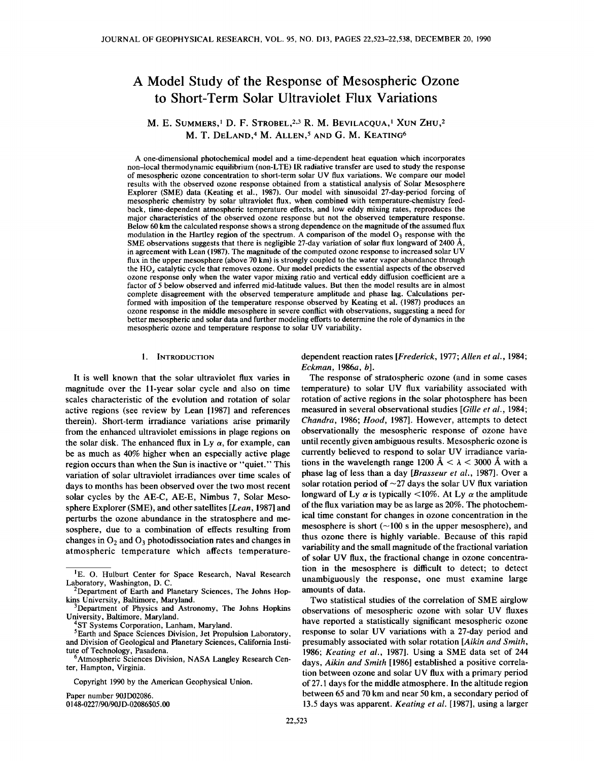# A Model Study of the Response of Mesospheric Ozone to Short-Term Solar Ultraviolet Flux Variations

M. E. Summers,[1] D. F. Strobel,[2,3] R. M. Bevilacqua,[1] Xun Zhu,[2] M. T. DeLand,[4] M. Allen,[5] and G. M. Keating[6]

A one-dimensional photochemical model and a time-dependent heat equation which incorporates non-local thermodynamic equilibrium (non-LTE) IR radiative transfer are used to study the response of mesospheric ozone concentration to short-term solar ultraviolet flux variations. We compare our model results with the observed ozone response obtained from a statistical analysis of Solar Mesosphere Explorer (SME) data (Keating et al., 1987). Our model with sinusoidal 27-day-period forcing of mesospheric chemistry by solar ultraviolet flux, when combined with temperature-chemistry feedback, time-dependent atmospheric temperature effects, and low eddy mixing rates, reproduces the major characteristics of the observed ozone response but not the observed temperature response. Below 60 km the calculated response shows a strong dependence on the magnitude of the assumed flux modulation in the Hartley region of the spectrum. A comparison of the model $O_3$ response with the SME observations suggests that there is negligible 27-day variation of solar flux longward of 2400 Å, in agreement with Lean (1987). The magnitude of the computed ozone response to increased solar UV flux in the upper mesosphere (above 70 km) is strongly coupled to the water vapor abundance through the $HO_x$ catalytic cycle that removes ozone. Our model predicts the essential aspects of the observed ozone response only when the water vapor mixing ratio and vertical eddy diffusion coefficient are a factor of 5 below observed and inferred mid-latitude values. But then the model results are in almost complete disagreement with the observed temperature amplitude and phase lag. Calculations performed with imposition of the temperature response observed by Keating et al. (1987) produces an ozone response in the middle mesosphere in severe conflict with observations, suggesting a need for better mesospheric and solar data and further modeling efforts to determine the role of dynamics in the mesospheric ozone and temperature response to solar UV variability.

## 1. Introduction

It is well known that the solar ultraviolet flux varies in magnitude over the 11-year solar cycle and also on time scales characteristic of the evolution and rotation of solar active regions (see review by Lean [1987] and references therein). Short-term irradiance variations arise primarily from the enhanced ultraviolet emissions in plage regions on the solar disk. The enhanced flux in Ly $\alpha$, for example, can be as much as 40% higher when an especially active plage region occurs than when the Sun is inactive or "quiet." This variation of solar ultraviolet irradiances over time scales of days to months has been observed over the two most recent solar cycles by the AE-C, AE-E, Nimbus 7, Solar Mesosphere Explorer (SME), and other satellites [*Lean*, 1987] and perturbs the ozone abundance in the stratosphere and mesosphere, due to a combination of effects resulting from changes in $O_2$ and $O_3$ photodissociation rates and changes in atmospheric temperature which affects temperature-dependent reaction rates [*Frederick*, 1977; *Allen et al.*, 1984; *Eckman*, 1986*a*, *b*].

The response of stratospheric ozone (and in some cases temperature) to solar UV flux variability associated with rotation of active regions in the solar photosphere has been measured in several observational studies [*Gille et al.*, 1984; *Chandra*, 1986; *Hood*, 1987]. However, attempts to detect observationally the mesospheric response of ozone have until recently given ambiguous results. Mesospheric ozone is currently believed to respond to solar UV irradiance variations in the wavelength range 1200 Å < $\lambda$ < 3000 Å with a phase lag of less than a day [*Brasseur et al.*, 1987]. Over a solar rotation period of ~27 days the solar UV flux variation longward of Ly $\alpha$ is typically <10%. At Ly $\alpha$ the amplitude of the flux variation may be as large as 20%. The photochemical time constant for changes in ozone concentration in the mesosphere is short (~100 s in the upper mesosphere), and thus ozone there is highly variable. Because of this rapid variability and the small magnitude of the fractional variation of solar UV flux, the fractional change in ozone concentration in the mesosphere is difficult to detect; to detect unambiguously the response, one must examine large amounts of data.

Two statistical studies of the correlation of SME airglow observations of mesospheric ozone with solar UV fluxes have reported a statistically significant mesospheric ozone response to solar UV variations with a 27-day period and presumably associated with solar rotation [*Aikin and Smith*, 1986; *Keating et al.*, 1987]. Using a SME data set of 244 days, *Aikin and Smith* [1986] established a positive correlation between ozone and solar UV flux with a primary period of 27.1 days for the middle atmosphere. In the altitude region between 65 and 70 km and near 50 km, a secondary period of 13.5 days was apparent. *Keating et al.* [1987], using a larger

---

[1] E. O. Hulburt Center for Space Research, Naval Research Laboratory, Washington, D. C.

[2] Department of Earth and Planetary Sciences, The Johns Hopkins University, Baltimore, Maryland.

[3] Department of Physics and Astronomy, The Johns Hopkins University, Baltimore, Maryland.

[4] ST Systems Corporation, Lanham, Maryland.

[5] Earth and Space Sciences Division, Jet Propulsion Laboratory, and Division of Geological and Planetary Sciences, California Institute of Technology, Pasadena.

[6] Atmospheric Sciences Division, NASA Langley Research Center, Hampton, Virginia.

Copyright 1990 by the American Geophysical Union.

Paper number 90JD02086.
0148-0227/90/90JD-02086$05.00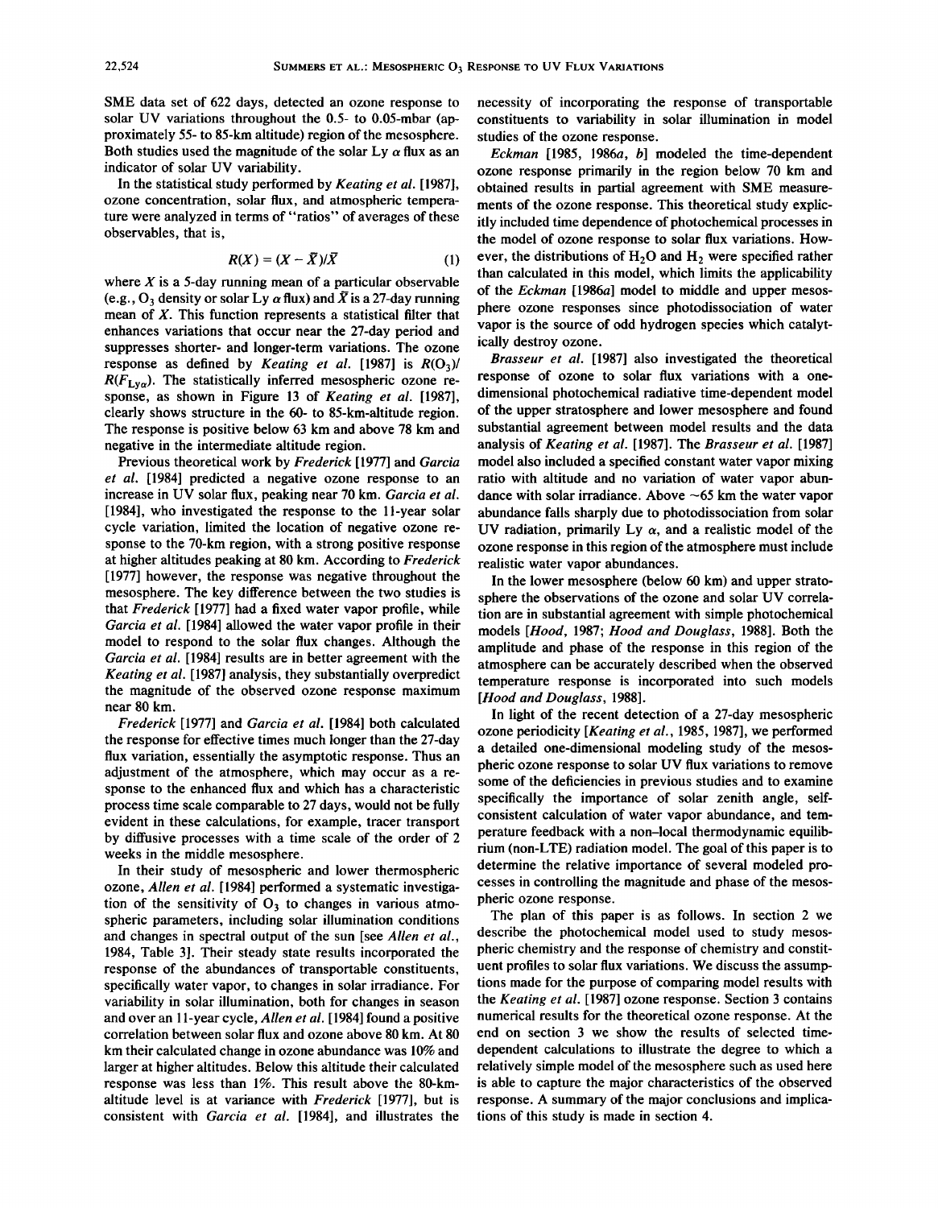SME data set of 622 days, detected an ozone response to solar UV variations throughout the 0.5- to 0.05-mbar (approximately 55- to 85-km altitude) region of the mesosphere. Both studies used the magnitude of the solar Ly $\alpha$ flux as an indicator of solar UV variability.

In the statistical study performed by *Keating et al.* [1987], ozone concentration, solar flux, and atmospheric temperature were analyzed in terms of "ratios" of averages of these observables, that is,

$$R(X) = (X - \bar{X})/\bar{X} \tag{1}$$

where $X$ is a 5-day running mean of a particular observable (e.g., $O_3$ density or solar Ly $\alpha$ flux) and $\bar{X}$ is a 27-day running mean of $X$. This function represents a statistical filter that enhances variations that occur near the 27-day period and suppresses shorter- and longer-term variations. The ozone response as defined by *Keating et al.* [1987] is $R(O_3)/R(F_{Ly\alpha})$. The statistically inferred mesospheric ozone response, as shown in Figure 13 of *Keating et al.* [1987], clearly shows structure in the 60- to 85-km-altitude region. The response is positive below 63 km and above 78 km and negative in the intermediate altitude region.

Previous theoretical work by *Frederick* [1977] and *Garcia et al.* [1984] predicted a negative ozone response to an increase in UV solar flux, peaking near 70 km. *Garcia et al.* [1984], who investigated the response to the 11-year solar cycle variation, limited the location of negative ozone response to the 70-km region, with a strong positive response at higher altitudes peaking at 80 km. According to *Frederick* [1977] however, the response was negative throughout the mesosphere. The key difference between the two studies is that *Frederick* [1977] had a fixed water vapor profile, while *Garcia et al.* [1984] allowed the water vapor profile in their model to respond to the solar flux changes. Although the *Garcia et al.* [1984] results are in better agreement with the *Keating et al.* [1987] analysis, they substantially overpredict the magnitude of the observed ozone response maximum near 80 km.

*Frederick* [1977] and *Garcia et al.* [1984] both calculated the response for effective times much longer than the 27-day flux variation, essentially the asymptotic response. Thus an adjustment of the atmosphere, which may occur as a response to the enhanced flux and which has a characteristic process time scale comparable to 27 days, would not be fully evident in these calculations, for example, tracer transport by diffusive processes with a time scale of the order of 2 weeks in the middle mesosphere.

In their study of mesospheric and lower thermospheric ozone, *Allen et al.* [1984] performed a systematic investigation of the sensitivity of $O_3$ to changes in various atmospheric parameters, including solar illumination conditions and changes in spectral output of the sun [see *Allen et al.*, 1984, Table 3]. Their steady state results incorporated the response of the abundances of transportable constituents, specifically water vapor, to changes in solar irradiance. For variability in solar illumination, both for changes in season and over an 11-year cycle, *Allen et al.* [1984] found a positive correlation between solar flux and ozone above 80 km. At 80 km their calculated change in ozone abundance was 10% and larger at higher altitudes. Below this altitude their calculated response was less than 1%. This result above the 80-km-altitude level is at variance with *Frederick* [1977], but is consistent with *Garcia et al.* [1984], and illustrates the necessity of incorporating the response of transportable constituents to variability in solar illumination in model studies of the ozone response.

*Eckman* [1985, 1986*a*, *b*] modeled the time-dependent ozone response primarily in the region below 70 km and obtained results in partial agreement with SME measurements of the ozone response. This theoretical study explicitly included time dependence of photochemical processes in the model of ozone response to solar flux variations. However, the distributions of $H_2O$ and $H_2$ were specified rather than calculated in this model, which limits the applicability of the *Eckman* [1986*a*] model to middle and upper mesosphere ozone responses since photodissociation of water vapor is the source of odd hydrogen species which catalytically destroy ozone.

*Brasseur et al.* [1987] also investigated the theoretical response of ozone to solar flux variations with a one-dimensional photochemical radiative time-dependent model of the upper stratosphere and lower mesosphere and found substantial agreement between model results and the data analysis of *Keating et al.* [1987]. The *Brasseur et al.* [1987] model also included a specified constant water vapor mixing ratio with altitude and no variation of water vapor abundance with solar irradiance. Above ~65 km the water vapor abundance falls sharply due to photodissociation from solar UV radiation, primarily Ly $\alpha$, and a realistic model of the ozone response in this region of the atmosphere must include realistic water vapor abundances.

In the lower mesosphere (below 60 km) and upper stratosphere the observations of the ozone and solar UV correlation are in substantial agreement with simple photochemical models [*Hood*, 1987; *Hood and Douglass*, 1988]. Both the amplitude and phase of the response in this region of the atmosphere can be accurately described when the observed temperature response is incorporated into such models [*Hood and Douglass*, 1988].

In light of the recent detection of a 27-day mesospheric ozone periodicity [*Keating et al.*, 1985, 1987], we performed a detailed one-dimensional modeling study of the mesospheric ozone response to solar UV flux variations to remove some of the deficiencies in previous studies and to examine specifically the importance of solar zenith angle, self-consistent calculation of water vapor abundance, and temperature feedback with a non–local thermodynamic equilibrium (non-LTE) radiation model. The goal of this paper is to determine the relative importance of several modeled processes in controlling the magnitude and phase of the mesospheric ozone response.

The plan of this paper is as follows. In section 2 we describe the photochemical model used to study mesospheric chemistry and the response of chemistry and constituent profiles to solar flux variations. We discuss the assumptions made for the purpose of comparing model results with the *Keating et al.* [1987] ozone response. Section 3 contains numerical results for the theoretical ozone response. At the end on section 3 we show the results of selected time-dependent calculations to illustrate the degree to which a relatively simple model of the mesosphere such as used here is able to capture the major characteristics of the observed response. A summary of the major conclusions and implications of this study is made in section 4.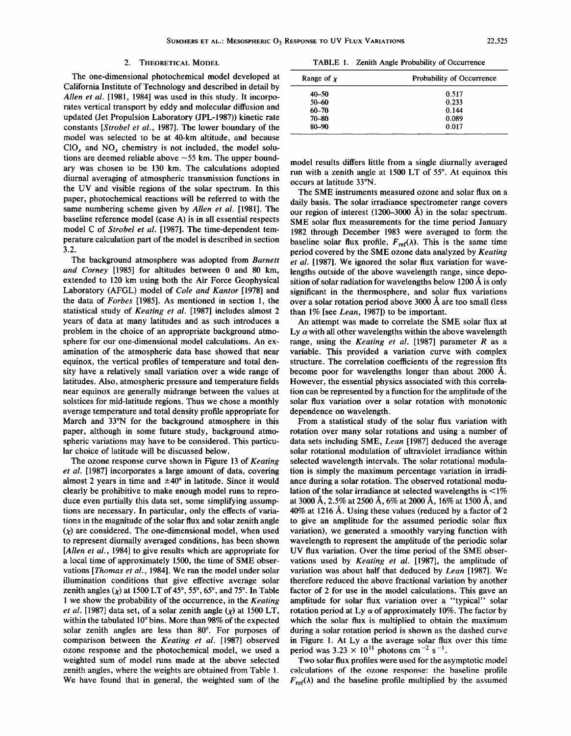## 2. Theoretical Model

The one-dimensional photochemical model developed at California Institute of Technology and described in detail by *Allen et al.* [1981, 1984] was used in this study. It incorporates vertical transport by eddy and molecular diffusion and updated (Jet Propulsion Laboratory (JPL-1987)) kinetic rate constants [*Strobel et al.*, 1987]. The lower boundary of the model was selected to be at 40-km altitude, and because $ClO_x$ and $NO_x$ chemistry is not included, the model solutions are deemed reliable above ~55 km. The upper boundary was chosen to be 130 km. The calculations adopted diurnal averaging of atmospheric transmission functions in the UV and visible regions of the solar spectrum. In this paper, photochemical reactions will be referred to with the same numbering scheme given by *Allen et al.* [1981]. The baseline reference model (case A) is in all essential respects model C of *Strobel et al.* [1987]. The time-dependent temperature calculation part of the model is described in section 3.2.

The background atmosphere was adopted from *Barnett and Corney* [1985] for altitudes between 0 and 80 km, extended to 120 km using both the Air Force Geophysical Laboratory (AFGL) model of *Cole and Kantor* [1978] and the data of *Forbes* [1985]. As mentioned in section 1, the statistical study of *Keating et al.* [1987] includes almost 2 years of data at many latitudes and as such introduces a problem in the choice of an appropriate background atmosphere for our one-dimensional model calculations. An examination of the atmospheric data base showed that near equinox, the vertical profiles of temperature and total density have a relatively small variation over a wide range of latitudes. Also, atmospheric pressure and temperature fields near equinox are generally midrange between the values at solstices for mid-latitude regions. Thus we chose a monthly average temperature and total density profile appropriate for March and 33°N for the background atmosphere in this paper, although in some future study, background atmospheric variations may have to be considered. This particular choice of latitude will be discussed below.

The ozone response curve shown in Figure 13 of *Keating et al.* [1987] incorporates a large amount of data, covering almost 2 years in time and ±40° in latitude. Since it would clearly be prohibitive to make enough model runs to reproduce even partially this data set, some simplifying assumptions are necessary. In particular, only the effects of variations in the magnitude of the solar flux and solar zenith angle ($\chi$) are considered. The one-dimensional model, when used to represent diurnally averaged conditions, has been shown [*Allen et al.*, 1984] to give results which are appropriate for a local time of approximately 1500, the time of SME observations [*Thomas et al.*, 1984]. We ran the model under solar illumination conditions that give effective average solar zenith angles ($\chi$) at 1500 LT of 45°, 55°, 65°, and 75°. In Table 1 we show the probability of the occurrence, in the *Keating et al.* [1987] data set, of a solar zenith angle ($\chi$) at 1500 LT, within the tabulated 10° bins. More than 98% of the expected solar zenith angles are less than 80°. For purposes of comparison between the *Keating et al.* [1987] observed ozone response and the photochemical model, we used a weighted sum of model runs made at the above selected zenith angles, where the weights are obtained from Table 1. We have found that in general, the weighted sum of the model results differs little from a single diurnally averaged run with a zenith angle at 1500 LT of 55°. At equinox this occurs at latitude 33°N.

TABLE 1. Zenith Angle Probability of Occurrence

| Range of $\chi$ | Probability of Occurrence |
|---|---|
| 40–50 | 0.517 |
| 50–60 | 0.233 |
| 60–70 | 0.144 |
| 70–80 | 0.089 |
| 80–90 | 0.017 |

The SME instruments measured ozone and solar flux on a daily basis. The solar irradiance spectrometer range covers our region of interest (1200–3000 Å) in the solar spectrum. SME solar flux measurements for the time period January 1982 through December 1983 were averaged to form the baseline solar flux profile, $F_{ref}(\lambda)$. This is the same time period covered by the SME ozone data analyzed by *Keating et al.* [1987]. We ignored the solar flux variation for wavelengths outside of the above wavelength range, since deposition of solar radiation for wavelengths below 1200 Å is only significant in the thermosphere, and solar flux variations over a solar rotation period above 3000 Å are too small (less than 1% [see *Lean*, 1987]) to be important.

An attempt was made to correlate the SME solar flux at Ly $\alpha$ with all other wavelengths within the above wavelength range, using the *Keating et al.* [1987] parameter $R$ as a variable. This provided a variation curve with complex structure. The correlation coefficients of the regression fits become poor for wavelengths longer than about 2000 Å. However, the essential physics associated with this correlation can be represented by a function for the amplitude of the solar flux variation over a solar rotation with monotonic dependence on wavelength.

From a statistical study of the solar flux variation with rotation over many solar rotations and using a number of data sets including SME, *Lean* [1987] deduced the average solar rotational modulation of ultraviolet irradiance within selected wavelength intervals. The solar rotational modulation is simply the maximum percentage variation in irradiance during a solar rotation. The observed rotational modulation of the solar irradiance at selected wavelengths is <1% at 3000 Å, 2.5% at 2500 Å, 6% at 2000 Å, 16% at 1500 Å, and 40% at 1216 Å. Using these values (reduced by a factor of 2 to give an amplitude for the assumed periodic solar flux variation), we generated a smoothly varying function with wavelength to represent the amplitude of the periodic solar UV flux variation. Over the time period of the SME observations used by *Keating et al.* [1987], the amplitude of variation was about half that deduced by *Lean* [1987]. We therefore reduced the above fractional variation by another factor of 2 for use in the model calculations. This gave an amplitude for solar flux variation over a "typical" solar rotation period at Ly $\alpha$ of approximately 10%. The factor by which the solar flux is multiplied to obtain the maximum during a solar rotation period is shown as the dashed curve in Figure 1. At Ly $\alpha$ the average solar flux over this time period was $3.23 \times 10^{11}$ photons cm$^{-2}$ s$^{-1}$.

Two solar flux profiles were used for the asymptotic model calculations of the ozone response: the baseline profile $F_{ref}(\lambda)$ and the baseline profile multiplied by the assumed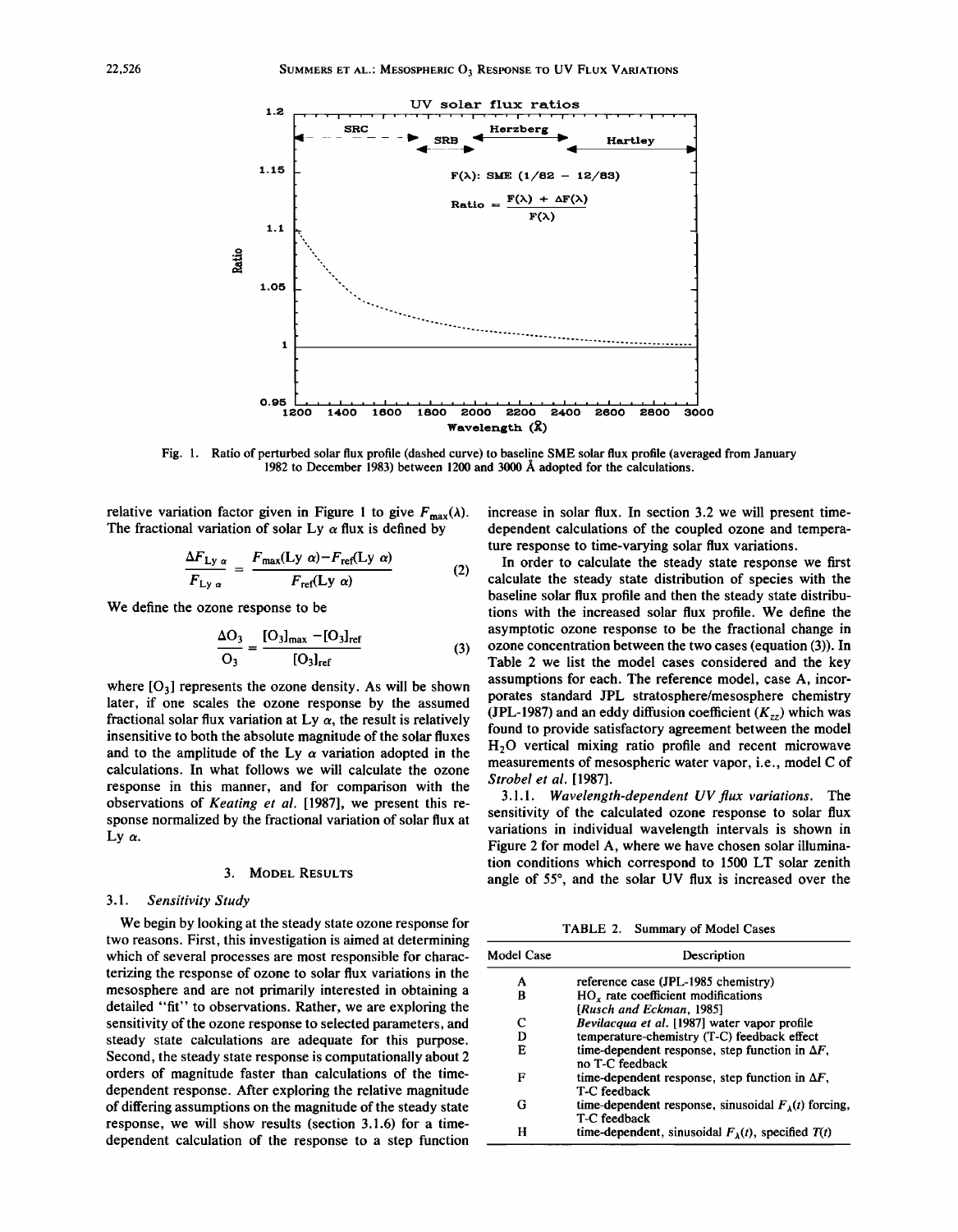Fig. 1. Ratio of perturbed solar flux profile (dashed curve) to baseline SME solar flux profile (averaged from January 1982 to December 1983) between 1200 and 3000 Å adopted for the calculations.

relative variation factor given in Figure 1 to give $F_{max}(\lambda)$. The fractional variation of solar Ly $\alpha$ flux is defined by

$$\frac{\Delta F_{\text{Ly}\,\alpha}}{F_{\text{Ly}\,\alpha}} = \frac{F_{max}(\text{Ly}\,\alpha) - F_{ref}(\text{Ly}\,\alpha)}{F_{ref}(\text{Ly}\,\alpha)} \tag{2}$$

We define the ozone response to be

$$\frac{\Delta O_3}{O_3} = \frac{[O_3]_{max} - [O_3]_{ref}}{[O_3]_{ref}} \tag{3}$$

where $[O_3]$ represents the ozone density. As will be shown later, if one scales the ozone response by the assumed fractional solar flux variation at Ly $\alpha$, the result is relatively insensitive to both the absolute magnitude of the solar fluxes and to the amplitude of the Ly $\alpha$ variation adopted in the calculations. In what follows we will calculate the ozone response in this manner, and for comparison with the observations of *Keating et al.* [1987], we present this response normalized by the fractional variation of solar flux at Ly $\alpha$.

## 3. Model Results

### 3.1. *Sensitivity Study*

We begin by looking at the steady state ozone response for two reasons. First, this investigation is aimed at determining which of several processes are most responsible for characterizing the response of ozone to solar flux variations in the mesosphere and are not primarily interested in obtaining a detailed "fit" to observations. Rather, we are exploring the sensitivity of the ozone response to selected parameters, and steady state calculations are adequate for this purpose. Second, the steady state response is computationally about 2 orders of magnitude faster than calculations of the time-dependent response. After exploring the relative magnitude of differing assumptions on the magnitude of the steady state response, we will show results (section 3.1.6) for a time-dependent calculation of the response to a step function increase in solar flux. In section 3.2 we will present time-dependent calculations of the coupled ozone and temperature response to time-varying solar flux variations.

In order to calculate the steady state response we first calculate the steady state distribution of species with the baseline solar flux profile and then the steady state distributions with the increased solar flux profile. We define the asymptotic ozone response to be the fractional change in ozone concentration between the two cases (equation (3)). In Table 2 we list the model cases considered and the key assumptions for each. The reference model, case A, incorporates standard JPL stratosphere/mesosphere chemistry (JPL-1987) and an eddy diffusion coefficient ($K_{zz}$) which was found to provide satisfactory agreement between the model $H_2O$ vertical mixing ratio profile and recent microwave measurements of mesospheric water vapor, i.e., model C of *Strobel et al.* [1987].

3.1.1. *Wavelength-dependent UV flux variations.* The sensitivity of the calculated ozone response to solar flux variations in individual wavelength intervals is shown in Figure 2 for model A, where we have chosen solar illumination conditions which correspond to 1500 LT solar zenith angle of 55°, and the solar UV flux is increased over the

TABLE 2. Summary of Model Cases

| Model Case | Description |
|---|---|
| A | reference case (JPL-1985 chemistry) |
| B | $HO_x$ rate coefficient modifications [*Rusch and Eckman*, 1985] |
| C | *Bevilacqua et al.* [1987] water vapor profile |
| D | temperature-chemistry (T-C) feedback effect |
| E | time-dependent response, step function in $\Delta F$, no T-C feedback |
| F | time-dependent response, step function in $\Delta F$, T-C feedback |
| G | time-dependent response, sinusoidal $F_\lambda(t)$ forcing, T-C feedback |
| H | time-dependent, sinusoidal $F_\lambda(t)$, specified $T(t)$ |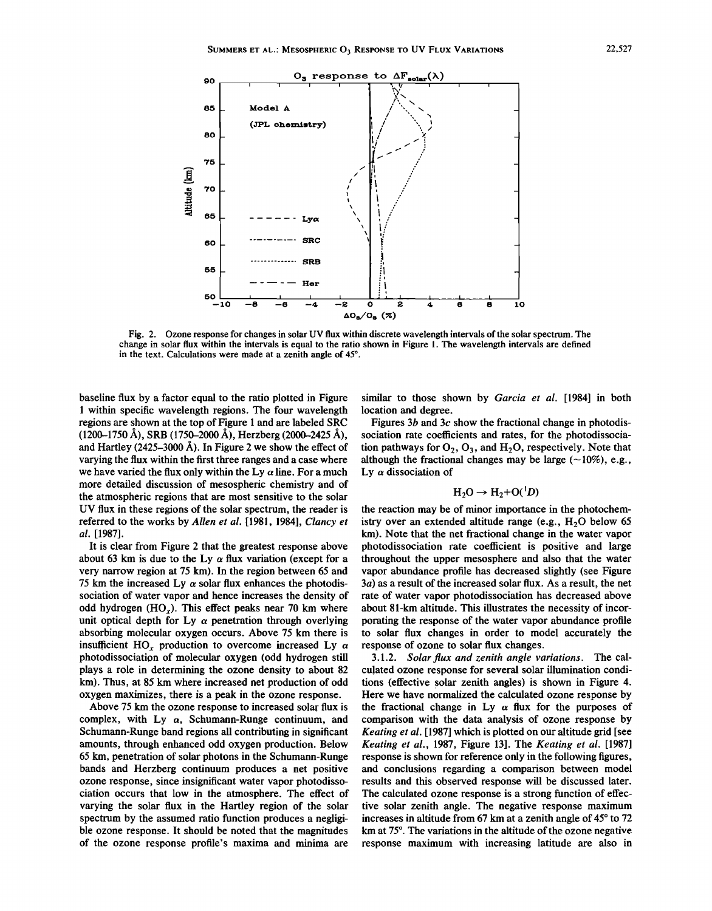Fig. 2. Ozone response for changes in solar UV flux within discrete wavelength intervals of the solar spectrum. The change in solar flux within the intervals is equal to the ratio shown in Figure 1. The wavelength intervals are defined in the text. Calculations were made at a zenith angle of 45°.

baseline flux by a factor equal to the ratio plotted in Figure 1 within specific wavelength regions. The four wavelength regions are shown at the top of Figure 1 and are labeled SRC (1200–1750 Å), SRB (1750–2000 Å), Herzberg (2000–2425 Å), and Hartley (2425–3000 Å). In Figure 2 we show the effect of varying the flux within the first three ranges and a case where we have varied the flux only within the Ly $\alpha$ line. For a much more detailed discussion of mesospheric chemistry and of the atmospheric regions that are most sensitive to the solar UV flux in these regions of the solar spectrum, the reader is referred to the works by *Allen et al.* [1981, 1984], *Clancy et al.* [1987].

It is clear from Figure 2 that the greatest response above about 63 km is due to the Ly $\alpha$ flux variation (except for a very narrow region at 75 km). In the region between 65 and 75 km the increased Ly $\alpha$ solar flux enhances the photodissociation of water vapor and hence increases the density of odd hydrogen ($HO_x$). This effect peaks near 70 km where unit optical depth for Ly $\alpha$ penetration through overlying absorbing molecular oxygen occurs. Above 75 km there is insufficient $HO_x$ production to overcome increased Ly $\alpha$ photodissociation of molecular oxygen (odd hydrogen still plays a role in determining the ozone density to about 82 km). Thus, at 85 km where increased net production of odd oxygen maximizes, there is a peak in the ozone response.

Above 75 km the ozone response to increased solar flux is complex, with Ly $\alpha$, Schumann-Runge continuum, and Schumann-Runge band regions all contributing in significant amounts, through enhanced odd oxygen production. Below 65 km, penetration of solar photons in the Schumann-Runge bands and Herzberg continuum produces a net positive ozone response, since insignificant water vapor photodissociation occurs that low in the atmosphere. The effect of varying the solar flux in the Hartley region of the solar spectrum by the assumed ratio function produces a negligible ozone response. It should be noted that the magnitudes of the ozone response profile's maxima and minima are similar to those shown by *Garcia et al.* [1984] in both location and degree.

Figures 3*b* and 3*c* show the fractional change in photodissociation rate coefficients and rates, for the photodissociation pathways for $O_2$, $O_3$, and $H_2O$, respectively. Note that although the fractional changes may be large (~10%), e.g., Ly $\alpha$ dissociation of

$$H_2O \rightarrow H_2 + O(^1D)$$

the reaction may be of minor importance in the photochemistry over an extended altitude range (e.g., $H_2O$ below 65 km). Note that the net fractional change in the water vapor photodissociation rate coefficient is positive and large throughout the upper mesosphere and also that the water vapor abundance profile has decreased slightly (see Figure 3*a*) as a result of the increased solar flux. As a result, the net rate of water vapor photodissociation has decreased above about 81-km altitude. This illustrates the necessity of incorporating the response of the water vapor abundance profile to solar flux changes in order to model accurately the response of ozone to solar flux changes.

3.1.2. *Solar flux and zenith angle variations.* The calculated ozone response for several solar illumination conditions (effective solar zenith angles) is shown in Figure 4. Here we have normalized the calculated ozone response by the fractional change in Ly $\alpha$ flux for the purposes of comparison with the data analysis of ozone response by *Keating et al.* [1987] which is plotted on our altitude grid [see *Keating et al.*, 1987, Figure 13]. The *Keating et al.* [1987] response is shown for reference only in the following figures, and conclusions regarding a comparison between model results and this observed response will be discussed later. The calculated ozone response is a strong function of effective solar zenith angle. The negative response maximum increases in altitude from 67 km at a zenith angle of 45° to 72 km at 75°. The variations in the altitude of the ozone negative response maximum with increasing latitude are also in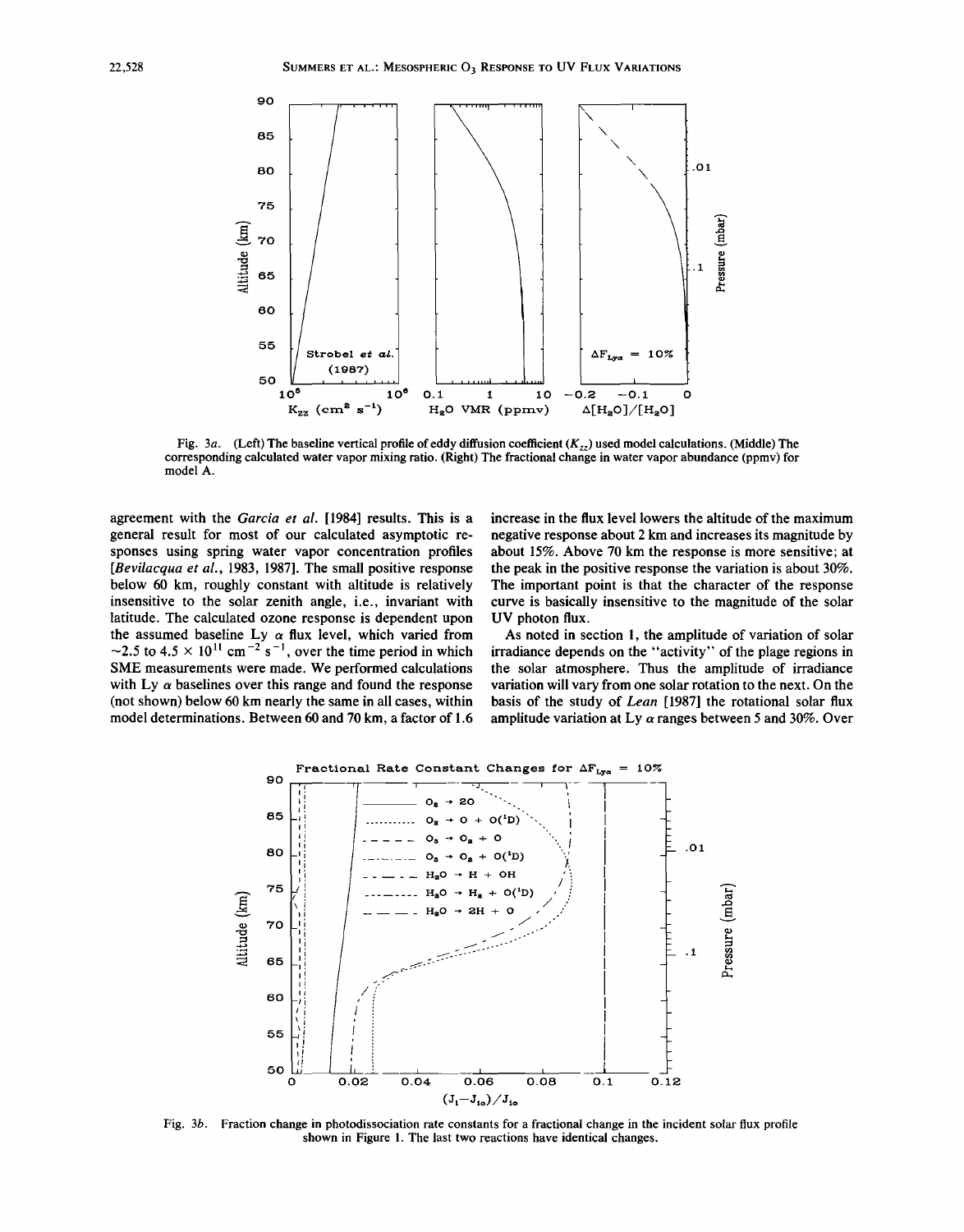Fig. 3a. (Left) The baseline vertical profile of eddy diffusion coefficient ($K_{zz}$) used model calculations. (Middle) The corresponding calculated water vapor mixing ratio. (Right) The fractional change in water vapor abundance (ppmv) for model A.

agreement with the *Garcia et al.* [1984] results. This is a general result for most of our calculated asymptotic responses using spring water vapor concentration profiles [*Bevilacqua et al.*, 1983, 1987]. The small positive response below 60 km, roughly constant with altitude is relatively insensitive to the solar zenith angle, i.e., invariant with latitude. The calculated ozone response is dependent upon the assumed baseline Ly α flux level, which varied from ~2.5 to 4.5 × $10^{11}$ $cm^{-2}$ $s^{-1}$, over the time period in which SME measurements were made. We performed calculations with Ly α baselines over this range and found the response (not shown) below 60 km nearly the same in all cases, within model determinations. Between 60 and 70 km, a factor of 1.6 increase in the flux level lowers the altitude of the maximum negative response about 2 km and increases its magnitude by about 15%. Above 70 km the response is more sensitive; at the peak in the positive response the variation is about 30%. The important point is that the character of the response curve is basically insensitive to the magnitude of the solar UV photon flux.

As noted in section 1, the amplitude of variation of solar irradiance depends on the "activity" of the plage regions in the solar atmosphere. Thus the amplitude of irradiance variation will vary from one solar rotation to the next. On the basis of the study of *Lean* [1987] the rotational solar flux amplitude variation at Ly α ranges between 5 and 30%. Over

Fig. 3b. Fraction change in photodissociation rate constants for a fractional change in the incident solar flux profile shown in Figure 1. The last two reactions have identical changes.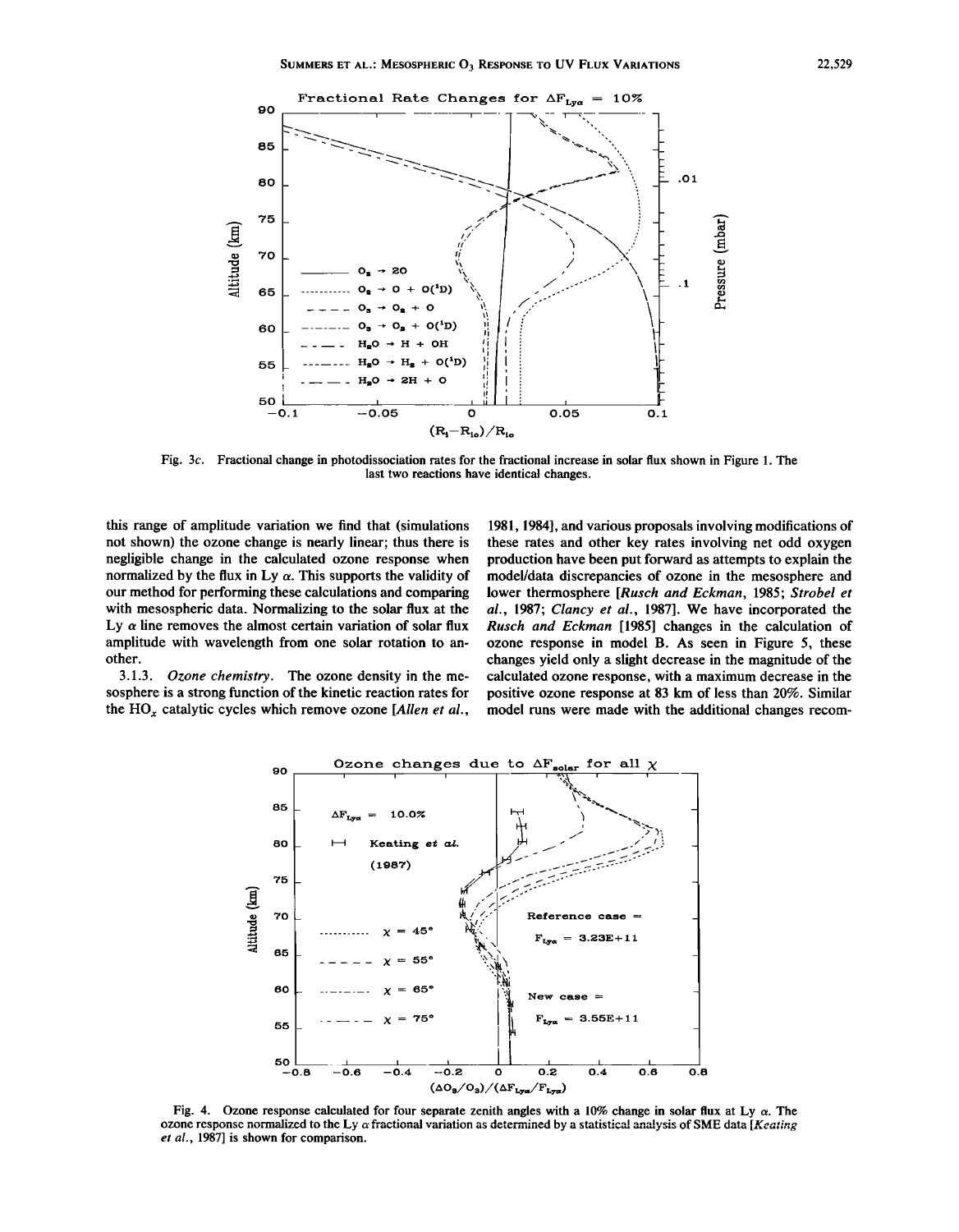Fig. 3c. Fractional change in photodissociation rates for the fractional increase in solar flux shown in Figure 1. The last two reactions have identical changes.

this range of amplitude variation we find that (simulations not shown) the ozone change is nearly linear; thus there is negligible change in the calculated ozone response when normalized by the flux in Ly $\alpha$. This supports the validity of our method for performing these calculations and comparing with mesospheric data. Normalizing to the solar flux at the Ly $\alpha$ line removes the almost certain variation of solar flux amplitude with wavelength from one solar rotation to another.

3.1.3. *Ozone chemistry.* The ozone density in the mesosphere is a strong function of the kinetic reaction rates for the $HO_x$ catalytic cycles which remove ozone [*Allen et al.*, 1981, 1984], and various proposals involving modifications of these rates and other key rates involving net odd oxygen production have been put forward as attempts to explain the model/data discrepancies of ozone in the mesosphere and lower thermosphere [*Rusch and Eckman*, 1985; *Strobel et al.*, 1987; *Clancy et al.*, 1987]. We have incorporated the *Rusch and Eckman* [1985] changes in the calculation of ozone response in model B. As seen in Figure 5, these changes yield only a slight decrease in the magnitude of the calculated ozone response, with a maximum decrease in the positive ozone response at 83 km of less than 20%. Similar model runs were made with the additional changes recom-

Fig. 4. Ozone response calculated for four separate zenith angles with a 10% change in solar flux at Ly $\alpha$. The ozone response normalized to the Ly $\alpha$ fractional variation as determined by a statistical analysis of SME data [*Keating et al.*, 1987] is shown for comparison.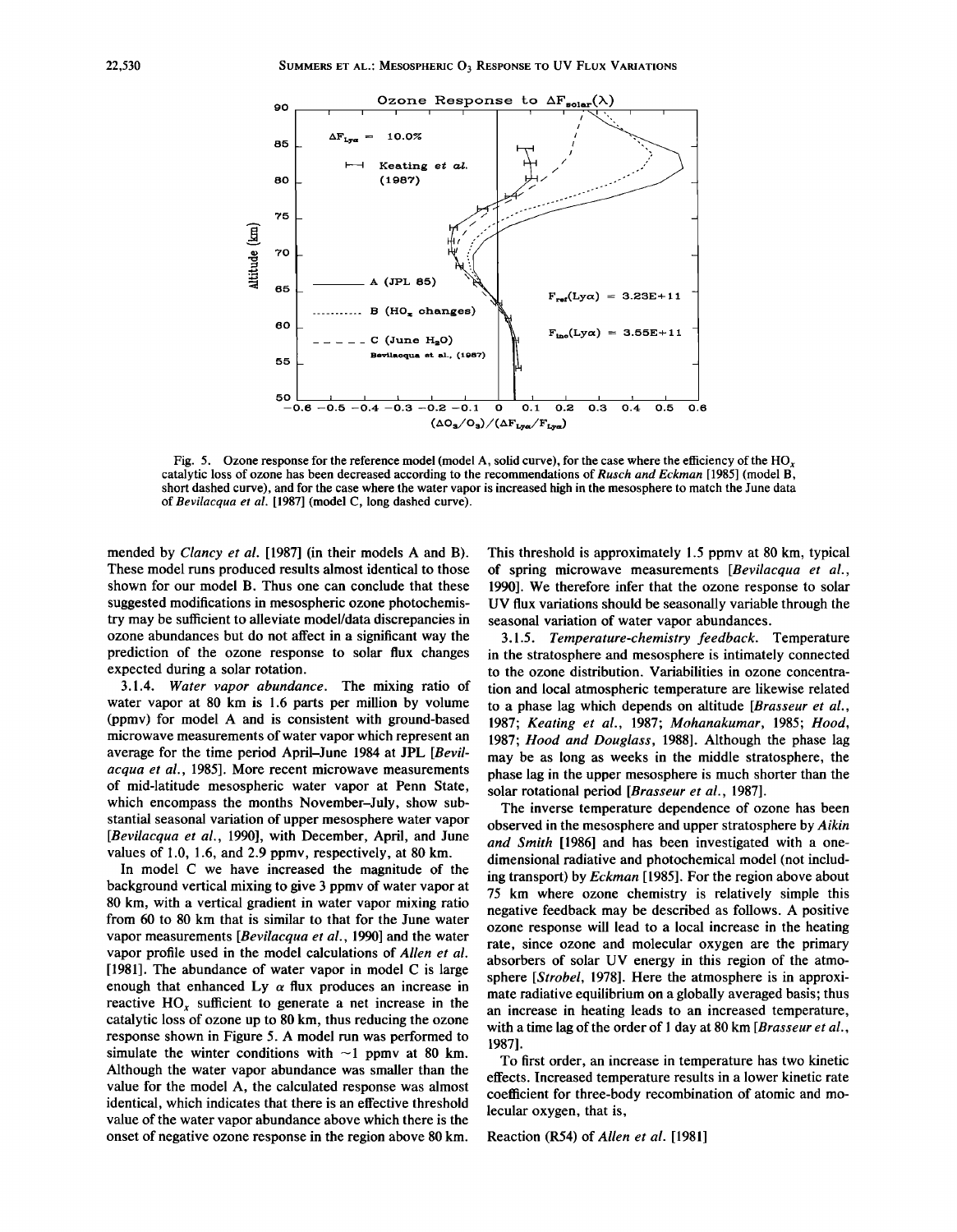Fig. 5. Ozone response for the reference model (model A, solid curve), for the case where the efficiency of the $HO_x$ catalytic loss of ozone has been decreased according to the recommendations of *Rusch and Eckman* [1985] (model B, short dashed curve), and for the case where the water vapor is increased high in the mesosphere to match the June data of *Bevilacqua et al.* [1987] (model C, long dashed curve).

mended by *Clancy et al.* [1987] (in their models A and B). These model runs produced results almost identical to those shown for our model B. Thus one can conclude that these suggested modifications in mesospheric ozone photochemistry may be sufficient to alleviate model/data discrepancies in ozone abundances but do not affect in a significant way the prediction of the ozone response to solar flux changes expected during a solar rotation.

3.1.4. *Water vapor abundance.* The mixing ratio of water vapor at 80 km is 1.6 parts per million by volume (ppmv) for model A and is consistent with ground-based microwave measurements of water vapor which represent an average for the time period April–June 1984 at JPL [*Bevilacqua et al.*, 1985]. More recent microwave measurements of mid-latitude mesospheric water vapor at Penn State, which encompass the months November–July, show substantial seasonal variation of upper mesosphere water vapor [*Bevilacqua et al.*, 1990], with December, April, and June values of 1.0, 1.6, and 2.9 ppmv, respectively, at 80 km.

In model C we have increased the magnitude of the background vertical mixing to give 3 ppmv of water vapor at 80 km, with a vertical gradient in water vapor mixing ratio from 60 to 80 km that is similar to that for the June water vapor measurements [*Bevilacqua et al.*, 1990] and the water vapor profile used in the model calculations of *Allen et al.* [1981]. The abundance of water vapor in model C is large enough that enhanced Ly $\alpha$ flux produces an increase in reactive $HO_x$ sufficient to generate a net increase in the catalytic loss of ozone up to 80 km, thus reducing the ozone response shown in Figure 5. A model run was performed to simulate the winter conditions with ~1 ppmv at 80 km. Although the water vapor abundance was smaller than the value for the model A, the calculated response was almost identical, which indicates that there is an effective threshold value of the water vapor abundance above which there is the onset of negative ozone response in the region above 80 km. This threshold is approximately 1.5 ppmv at 80 km, typical of spring microwave measurements [*Bevilacqua et al.*, 1990]. We therefore infer that the ozone response to solar UV flux variations should be seasonally variable through the seasonal variation of water vapor abundances.

3.1.5. *Temperature-chemistry feedback.* Temperature in the stratosphere and mesosphere is intimately connected to the ozone distribution. Variabilities in ozone concentration and local atmospheric temperature are likewise related to a phase lag which depends on altitude [*Brasseur et al.*, 1987; *Keating et al.*, 1987; *Mohanakumar*, 1985; *Hood*, 1987; *Hood and Douglass*, 1988]. Although the phase lag may be as long as weeks in the middle stratosphere, the phase lag in the upper mesosphere is much shorter than the solar rotational period [*Brasseur et al.*, 1987].

The inverse temperature dependence of ozone has been observed in the mesosphere and upper stratosphere by *Aikin and Smith* [1986] and has been investigated with a one-dimensional radiative and photochemical model (not including transport) by *Eckman* [1985]. For the region above about 75 km where ozone chemistry is relatively simple this negative feedback may be described as follows. A positive ozone response will lead to a local increase in the heating rate, since ozone and molecular oxygen are the primary absorbers of solar UV energy in this region of the atmosphere [*Strobel*, 1978]. Here the atmosphere is in approximate radiative equilibrium on a globally averaged basis; thus an increase in heating leads to an increased temperature, with a time lag of the order of 1 day at 80 km [*Brasseur et al.*, 1987].

To first order, an increase in temperature has two kinetic effects. Increased temperature results in a lower kinetic rate coefficient for three-body recombination of atomic and molecular oxygen, that is,

Reaction (R54) of *Allen et al.* [1981]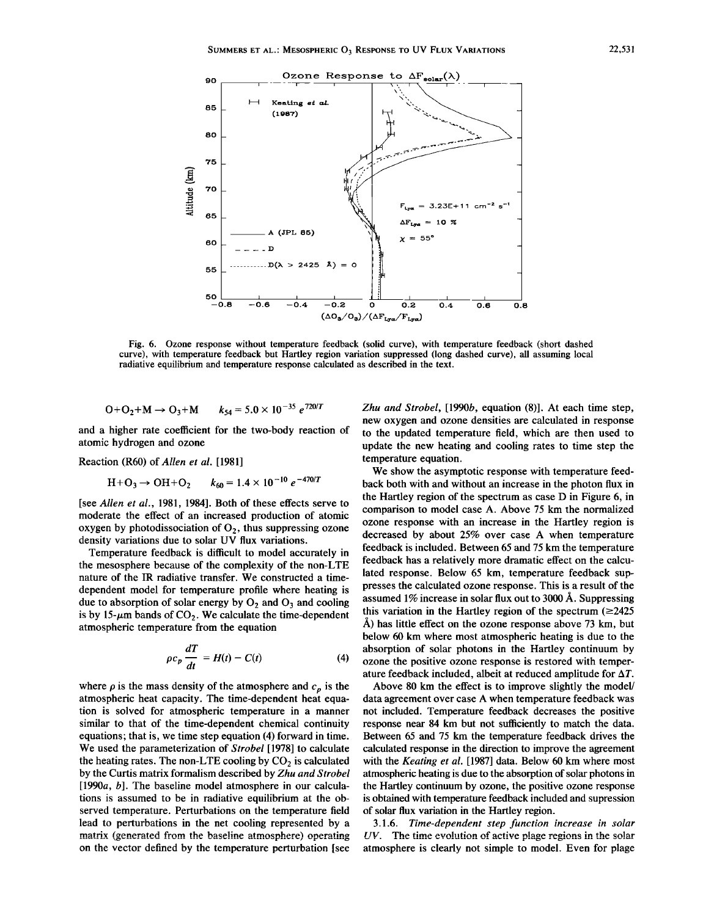Fig. 6. Ozone response without temperature feedback (solid curve), with temperature feedback (short dashed curve), with temperature feedback but Hartley region variation suppressed (long dashed curve), all assuming local radiative equilibrium and temperature response calculated as described in the text.

$$O + O_2 + M \rightarrow O_3 + M \qquad k_{54} = 5.0 \times 10^{-35}\, e^{720/T}$$

and a higher rate coefficient for the two-body reaction of atomic hydrogen and ozone

Reaction (R60) of *Allen et al.* [1981]

$$H + O_3 \rightarrow OH + O_2 \qquad k_{60} = 1.4 \times 10^{-10}\, e^{-470/T}$$

[see *Allen et al.*, 1981, 1984]. Both of these effects serve to moderate the effect of an increased production of atomic oxygen by photodissociation of $O_2$, thus suppressing ozone density variations due to solar UV flux variations.

Temperature feedback is difficult to model accurately in the mesosphere because of the complexity of the non-LTE nature of the IR radiative transfer. We constructed a time-dependent model for temperature profile where heating is due to absorption of solar energy by $O_2$ and $O_3$ and cooling is by 15-$\mu$m bands of $CO_2$. We calculate the time-dependent atmospheric temperature from the equation

$$\rho c_p \frac{dT}{dt} = H(t) - C(t) \qquad (4)$$

where $\rho$ is the mass density of the atmosphere and $c_p$ is the atmospheric heat capacity. The time-dependent heat equation is solved for atmospheric temperature in a manner similar to that of the time-dependent chemical continuity equations; that is, we time step equation (4) forward in time. We used the parameterization of *Strobel* [1978] to calculate the heating rates. The non-LTE cooling by $CO_2$ is calculated by the Curtis matrix formalism described by *Zhu and Strobel* [1990*a*, *b*]. The baseline model atmosphere in our calculations is assumed to be in radiative equilibrium at the observed temperature. Perturbations on the temperature field lead to perturbations in the net cooling represented by a matrix (generated from the baseline atmosphere) operating on the vector defined by the temperature perturbation [see *Zhu and Strobel*, [1990*b*, equation (8)]. At each time step, new oxygen and ozone densities are calculated in response to the updated temperature field, which are then used to update the new heating and cooling rates to time step the temperature equation.

We show the asymptotic response with temperature feedback both with and without an increase in the photon flux in the Hartley region of the spectrum as case D in Figure 6, in comparison to model case A. Above 75 km the normalized ozone response with an increase in the Hartley region is decreased by about 25% over case A when temperature feedback is included. Between 65 and 75 km the temperature feedback has a relatively more dramatic effect on the calculated response. Below 65 km, temperature feedback suppresses the calculated ozone response. This is a result of the assumed 1% increase in solar flux out to 3000 Å. Suppressing this variation in the Hartley region of the spectrum (≥2425 Å) has little effect on the ozone response above 73 km, but below 60 km where most atmospheric heating is due to the absorption of solar photons in the Hartley continuum by ozone the positive ozone response is restored with temperature feedback included, albeit at reduced amplitude for $\Delta T$.

Above 80 km the effect is to improve slightly the model/data agreement over case A when temperature feedback was not included. Temperature feedback decreases the positive response near 84 km but not sufficiently to match the data. Between 65 and 75 km the temperature feedback drives the calculated response in the direction to improve the agreement with the *Keating et al.* [1987] data. Below 60 km where most atmospheric heating is due to the absorption of solar photons in the Hartley continuum by ozone, the positive ozone response is obtained with temperature feedback included and supression of solar flux variation in the Hartley region.

3.1.6. *Time-dependent step function increase in solar UV.* The time evolution of active plage regions in the solar atmosphere is clearly not simple to model. Even for plage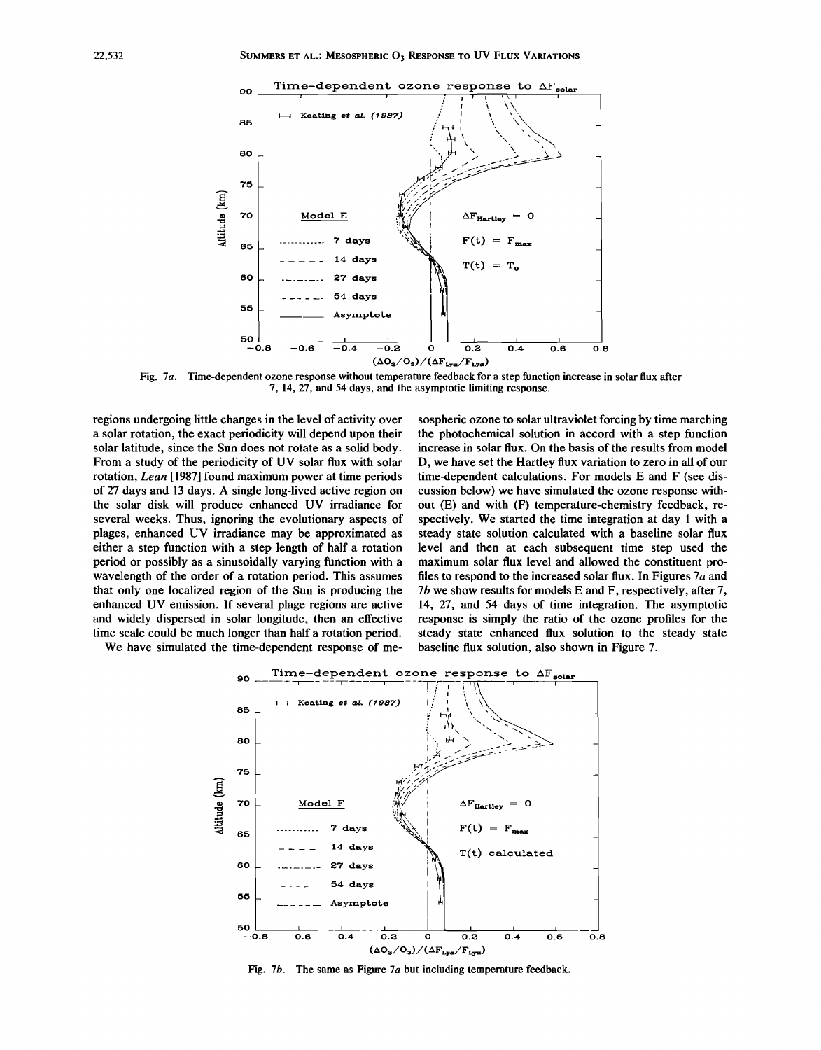Fig. 7a. Time-dependent ozone response without temperature feedback for a step function increase in solar flux after 7, 14, 27, and 54 days, and the asymptotic limiting response.

regions undergoing little changes in the level of activity over a solar rotation, the exact periodicity will depend upon their solar latitude, since the Sun does not rotate as a solid body. From a study of the periodicity of UV solar flux with solar rotation, *Lean* [1987] found maximum power at time periods of 27 days and 13 days. A single long-lived active region on the solar disk will produce enhanced UV irradiance for several weeks. Thus, ignoring the evolutionary aspects of plages, enhanced UV irradiance may be approximated as either a step function with a step length of half a rotation period or possibly as a sinusoidally varying function with a wavelength of the order of a rotation period. This assumes that only one localized region of the Sun is producing the enhanced UV emission. If several plage regions are active and widely dispersed in solar longitude, then an effective time scale could be much longer than half a rotation period.

We have simulated the time-dependent response of mesospheric ozone to solar ultraviolet forcing by time marching the photochemical solution in accord with a step function increase in solar flux. On the basis of the results from model D, we have set the Hartley flux variation to zero in all of our time-dependent calculations. For models E and F (see discussion below) we have simulated the ozone response without (E) and with (F) temperature-chemistry feedback, respectively. We started the time integration at day 1 with a steady state solution calculated with a baseline solar flux level and then at each subsequent time step used the maximum solar flux level and allowed the constituent profiles to respond to the increased solar flux. In Figures 7a and 7b we show results for models E and F, respectively, after 7, 14, 27, and 54 days of time integration. The asymptotic response is simply the ratio of the ozone profiles for the steady state enhanced flux solution to the steady state baseline flux solution, also shown in Figure 7.

Fig. 7b. The same as Figure 7a but including temperature feedback.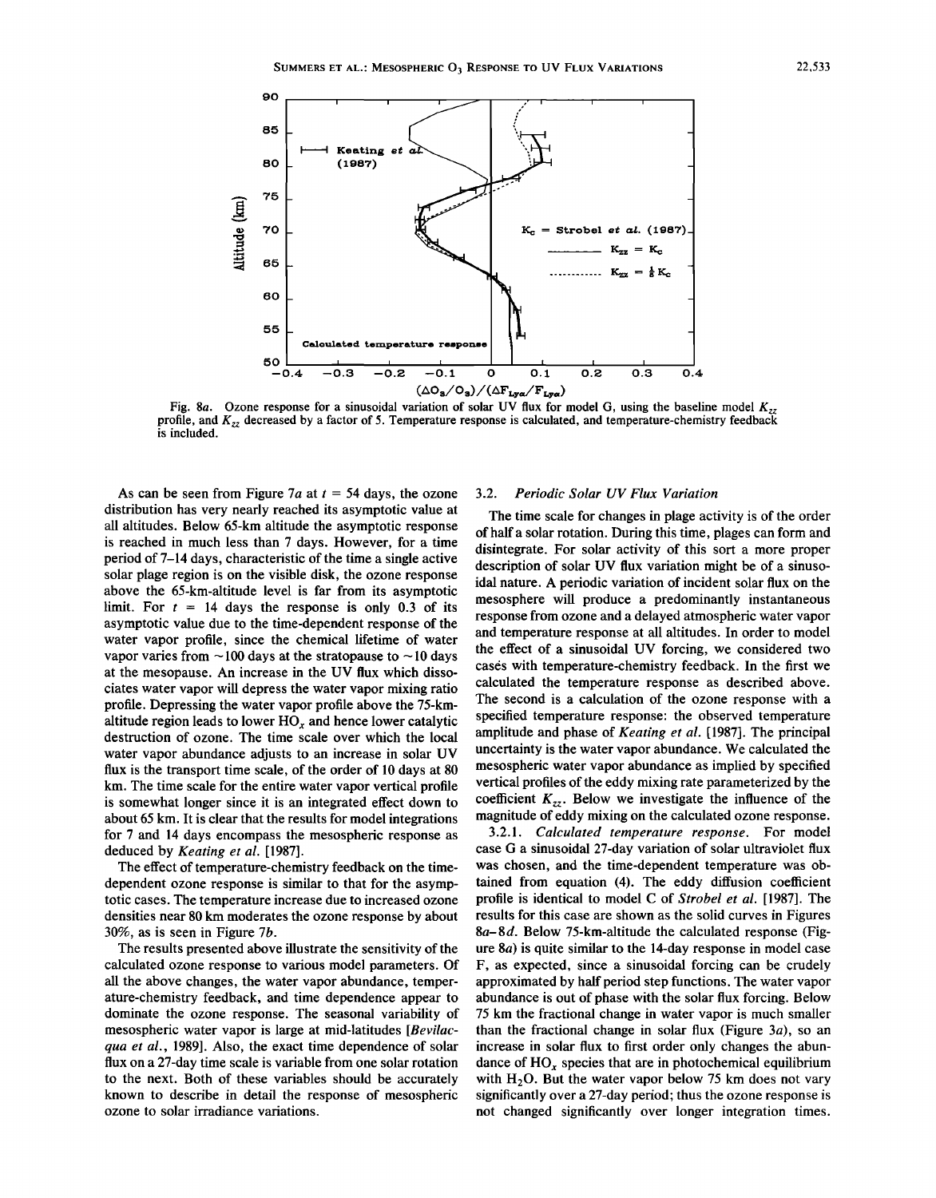Fig. 8a. Ozone response for a sinusoidal variation of solar UV flux for model G, using the baseline model $K_{zz}$ profile, and $K_{zz}$ decreased by a factor of 5. Temperature response is calculated, and temperature-chemistry feedback is included.

As can be seen from Figure 7a at $t = 54$ days, the ozone distribution has very nearly reached its asymptotic value at all altitudes. Below 65-km altitude the asymptotic response is reached in much less than 7 days. However, for a time period of 7–14 days, characteristic of the time a single active solar plage region is on the visible disk, the ozone response above the 65-km-altitude level is far from its asymptotic limit. For $t = 14$ days the response is only 0.3 of its asymptotic value due to the time-dependent response of the water vapor profile, since the chemical lifetime of water vapor varies from ~100 days at the stratopause to ~10 days at the mesopause. An increase in the UV flux which dissociates water vapor will depress the water vapor mixing ratio profile. Depressing the water vapor profile above the 75-km-altitude region leads to lower $HO_x$ and hence lower catalytic destruction of ozone. The time scale over which the local water vapor abundance adjusts to an increase in solar UV flux is the transport time scale, of the order of 10 days at 80 km. The time scale for the entire water vapor vertical profile is somewhat longer since it is an integrated effect down to about 65 km. It is clear that the results for model integrations for 7 and 14 days encompass the mesospheric response as deduced by *Keating et al.* [1987].

The effect of temperature-chemistry feedback on the time-dependent ozone response is similar to that for the asymptotic cases. The temperature increase due to increased ozone densities near 80 km moderates the ozone response by about 30%, as is seen in Figure 7b.

The results presented above illustrate the sensitivity of the calculated ozone response to various model parameters. Of all the above changes, the water vapor abundance, temperature-chemistry feedback, and time dependence appear to dominate the ozone response. The seasonal variability of mesospheric water vapor is large at mid-latitudes [*Bevilacqua et al.*, 1989]. Also, the exact time dependence of solar flux on a 27-day time scale is variable from one solar rotation to the next. Both of these variables should be accurately known to describe in detail the response of mesospheric ozone to solar irradiance variations.

### 3.2. *Periodic Solar UV Flux Variation*

The time scale for changes in plage activity is of the order of half a solar rotation. During this time, plages can form and disintegrate. For solar activity of this sort a more proper description of solar UV flux variation might be of a sinusoidal nature. A periodic variation of incident solar flux on the mesosphere will produce a predominantly instantaneous response from ozone and a delayed atmospheric water vapor and temperature response at all altitudes. In order to model the effect of a sinusoidal UV forcing, we considered two cases with temperature-chemistry feedback. In the first we calculated the temperature response as described above. The second is a calculation of the ozone response with a specified temperature response: the observed temperature amplitude and phase of *Keating et al.* [1987]. The principal uncertainty is the water vapor abundance. We calculated the mesospheric water vapor abundance as implied by specified vertical profiles of the eddy mixing rate parameterized by the coefficient $K_{zz}$. Below we investigate the influence of the magnitude of eddy mixing on the calculated ozone response.

3.2.1. *Calculated temperature response.* For model case G a sinusoidal 27-day variation of solar ultraviolet flux was chosen, and the time-dependent temperature was obtained from equation (4). The eddy diffusion coefficient profile is identical to model C of *Strobel et al.* [1987]. The results for this case are shown as the solid curves in Figures 8a–8d. Below 75-km-altitude the calculated response (Figure 8a) is quite similar to the 14-day response in model case F, as expected, since a sinusoidal forcing can be crudely approximated by half period step functions. The water vapor abundance is out of phase with the solar flux forcing. Below 75 km the fractional change in water vapor is much smaller than the fractional change in solar flux (Figure 3a), so an increase in solar flux to first order only changes the abundance of $HO_x$ species that are in photochemical equilibrium with $H_2O$. But the water vapor below 75 km does not vary significantly over a 27-day period; thus the ozone response is not changed significantly over longer integration times.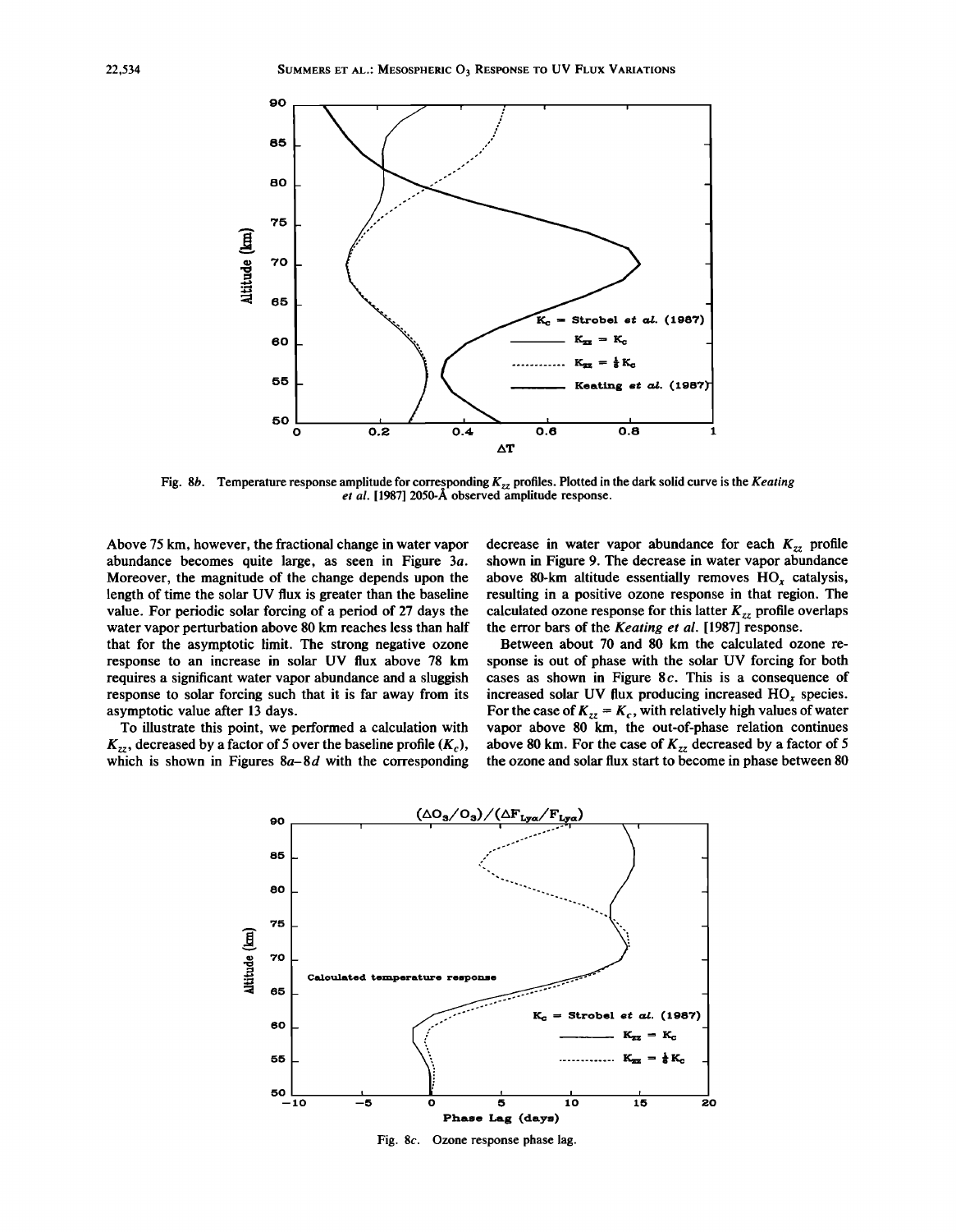Fig. 8b. Temperature response amplitude for corresponding $K_{zz}$ profiles. Plotted in the dark solid curve is the *Keating et al.* [1987] 2050-Å observed amplitude response.

Above 75 km, however, the fractional change in water vapor abundance becomes quite large, as seen in Figure 3a. Moreover, the magnitude of the change depends upon the length of time the solar UV flux is greater than the baseline value. For periodic solar forcing of a period of 27 days the water vapor perturbation above 80 km reaches less than half that for the asymptotic limit. The strong negative ozone response to an increase in solar UV flux above 78 km requires a significant water vapor abundance and a sluggish response to solar forcing such that it is far away from its asymptotic value after 13 days.

To illustrate this point, we performed a calculation with $K_{zz}$, decreased by a factor of 5 over the baseline profile ($K_c$), which is shown in Figures 8a–8d with the corresponding decrease in water vapor abundance for each $K_{zz}$ profile shown in Figure 9. The decrease in water vapor abundance above 80-km altitude essentially removes $HO_x$ catalysis, resulting in a positive ozone response in that region. The calculated ozone response for this latter $K_{zz}$ profile overlaps the error bars of the *Keating et al.* [1987] response.

Between about 70 and 80 km the calculated ozone response is out of phase with the solar UV forcing for both cases as shown in Figure 8c. This is a consequence of increased solar UV flux producing increased $HO_x$ species. For the case of $K_{zz} = K_c$, with relatively high values of water vapor above 80 km, the out-of-phase relation continues above 80 km. For the case of $K_{zz}$ decreased by a factor of 5 the ozone and solar flux start to become in phase between 80

Fig. 8c. Ozone response phase lag.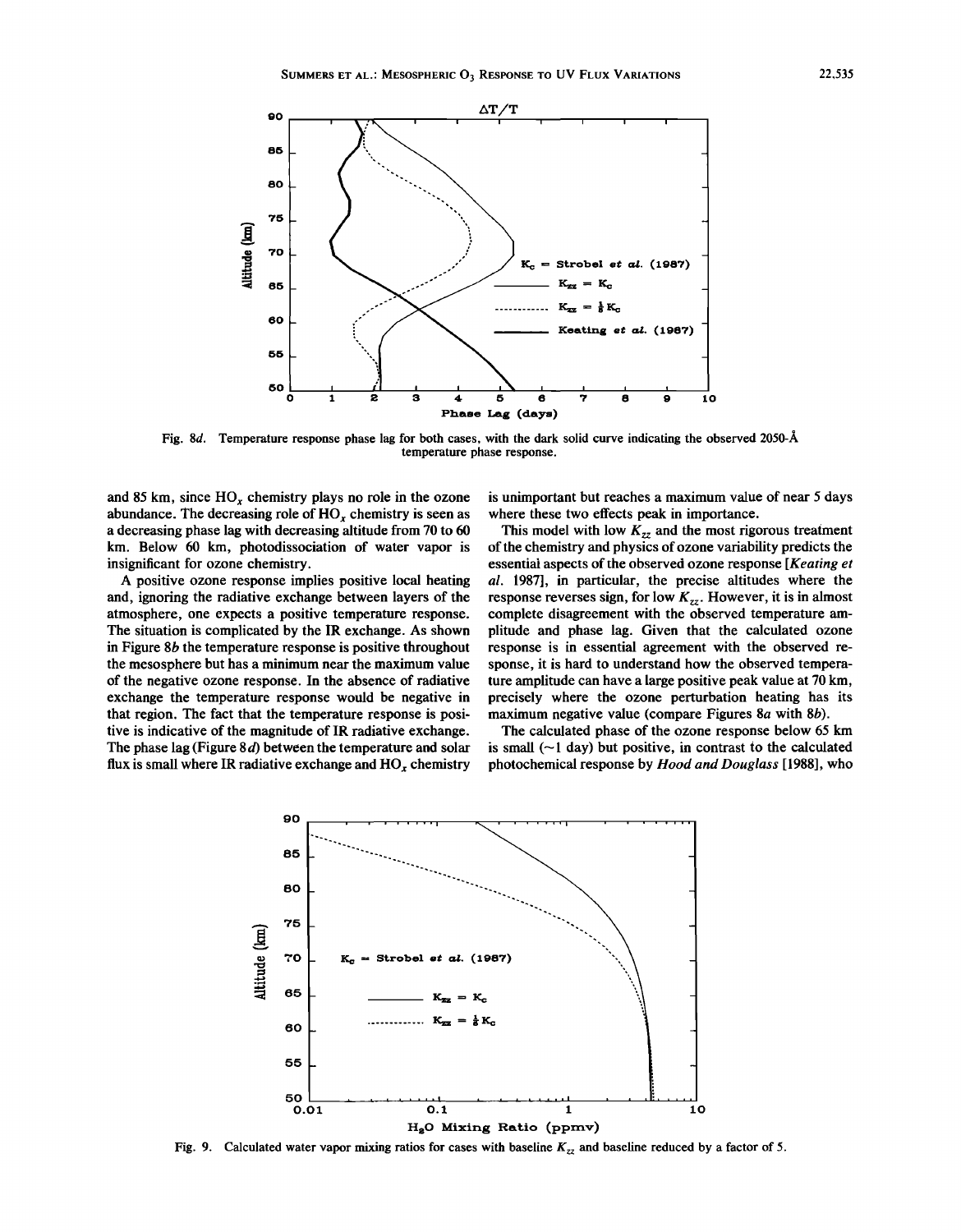Fig. 8*d*. Temperature response phase lag for both cases, with the dark solid curve indicating the observed 2050-Å temperature phase response.

and 85 km, since $HO_x$ chemistry plays no role in the ozone abundance. The decreasing role of $HO_x$ chemistry is seen as a decreasing phase lag with decreasing altitude from 70 to 60 km. Below 60 km, photodissociation of water vapor is insignificant for ozone chemistry.

A positive ozone response implies positive local heating and, ignoring the radiative exchange between layers of the atmosphere, one expects a positive temperature response. The situation is complicated by the IR exchange. As shown in Figure 8*b* the temperature response is positive throughout the mesosphere but has a minimum near the maximum value of the negative ozone response. In the absence of radiative exchange the temperature response would be negative in that region. The fact that the temperature response is positive is indicative of the magnitude of IR radiative exchange. The phase lag (Figure 8*d*) between the temperature and solar flux is small where IR radiative exchange and $HO_x$ chemistry is unimportant but reaches a maximum value of near 5 days where these two effects peak in importance.

This model with low $K_{zz}$ and the most rigorous treatment of the chemistry and physics of ozone variability predicts the essential aspects of the observed ozone response [*Keating et al.* 1987], in particular, the precise altitudes where the response reverses sign, for low $K_{zz}$. However, it is in almost complete disagreement with the observed temperature amplitude and phase lag. Given that the calculated ozone response is in essential agreement with the observed response, it is hard to understand how the observed temperature amplitude can have a large positive peak value at 70 km, precisely where the ozone perturbation heating has its maximum negative value (compare Figures 8*a* with 8*b*).

The calculated phase of the ozone response below 65 km is small (~1 day) but positive, in contrast to the calculated photochemical response by *Hood and Douglass* [1988], who

Fig. 9. Calculated water vapor mixing ratios for cases with baseline $K_{zz}$ and baseline reduced by a factor of 5.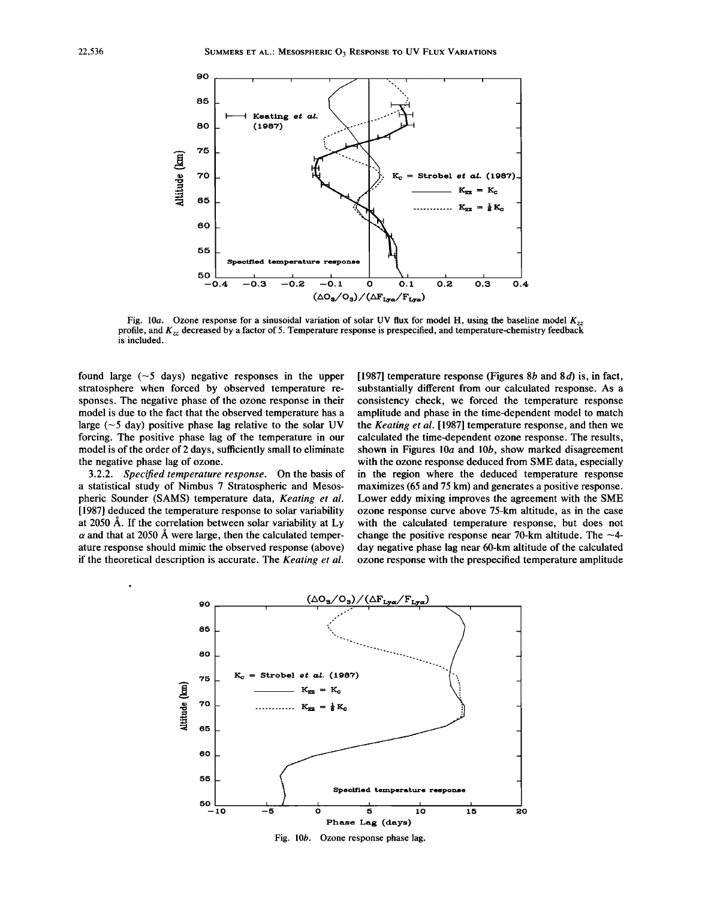Fig. 10a. Ozone response for a sinusoidal variation of solar UV flux for model H, using the baseline model $K_{zz}$ profile, and $K_{zz}$ decreased by a factor of 5. Temperature response is prespecified, and temperature-chemistry feedback is included.

found large (~5 days) negative responses in the upper stratosphere when forced by observed temperature responses. The negative phase of the ozone response in their model is due to the fact that the observed temperature has a large (~5 day) positive phase lag relative to the solar UV forcing. The positive phase lag of the temperature in our model is of the order of 2 days, sufficiently small to eliminate the negative phase lag of ozone.

3.2.2. *Specified temperature response.* On the basis of a statistical study of Nimbus 7 Stratospheric and Mesospheric Sounder (SAMS) temperature data, *Keating et al.* [1987] deduced the temperature response to solar variability at 2050 Å. If the correlation between solar variability at Ly $\alpha$ and that at 2050 Å were large, then the calculated temperature response should mimic the observed response (above) if the theoretical description is accurate. The *Keating et al.* [1987] temperature response (Figures 8*b* and 8*d*) is, in fact, substantially different from our calculated response. As a consistency check, we forced the temperature response amplitude and phase in the time-dependent model to match the *Keating et al.* [1987] temperature response, and then we calculated the time-dependent ozone response. The results, shown in Figures 10*a* and 10*b*, show marked disagreement with the ozone response deduced from SME data, especially in the region where the deduced temperature response maximizes (65 and 75 km) and generates a positive response. Lower eddy mixing improves the agreement with the SME ozone response curve above 75-km altitude, as in the case with the calculated temperature response, but does not change the positive response near 70-km altitude. The ~4-day negative phase lag near 60-km altitude of the calculated ozone response with the prespecified temperature amplitude

Fig. 10b. Ozone response phase lag.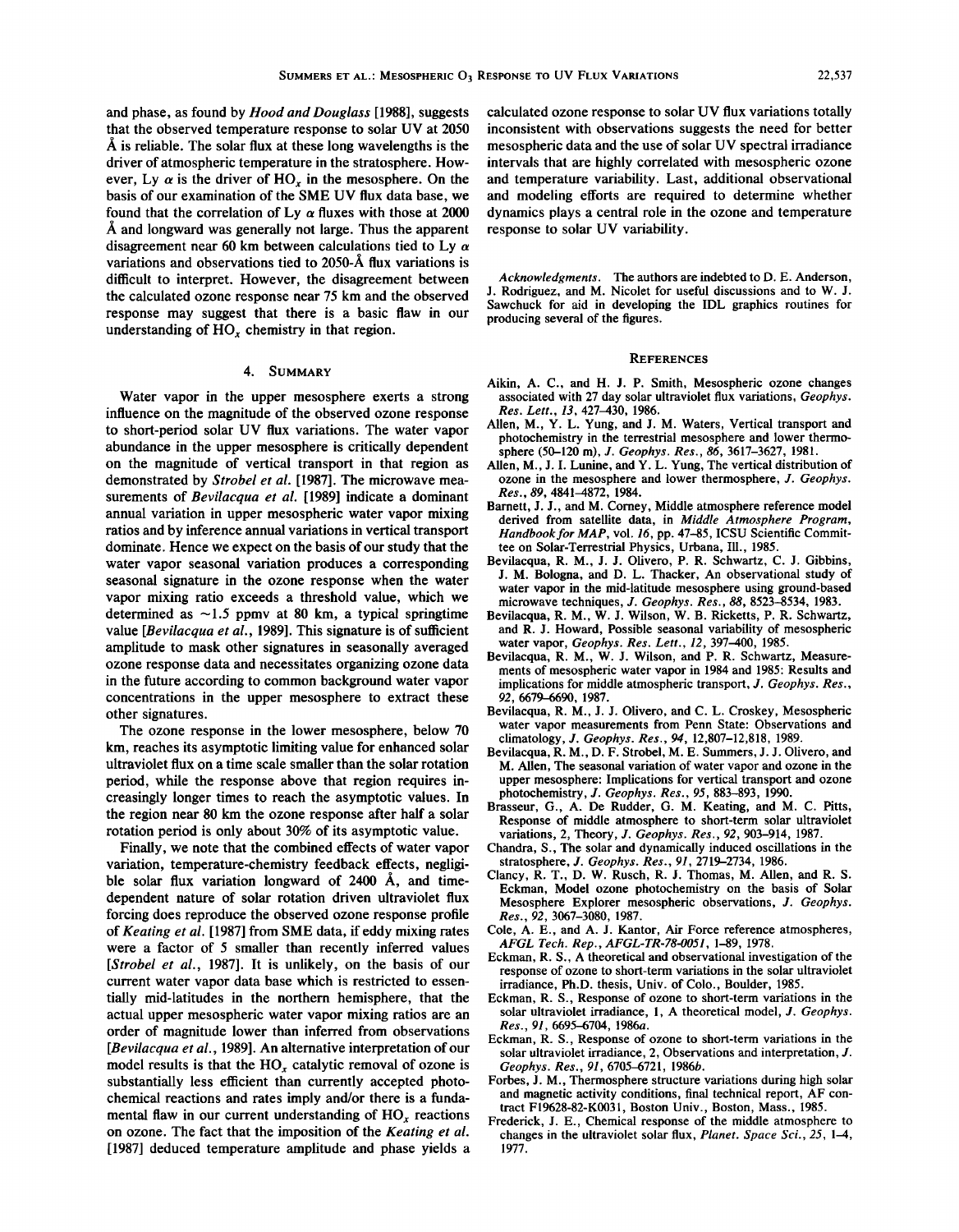and phase, as found by *Hood and Douglass* [1988], suggests that the observed temperature response to solar UV at 2050 Å is reliable. The solar flux at these long wavelengths is the driver of atmospheric temperature in the stratosphere. However, Ly α is the driver of $HO_x$ in the mesosphere. On the basis of our examination of the SME UV flux data base, we found that the correlation of Ly α fluxes with those at 2000 Å and longward was generally not large. Thus the apparent disagreement near 60 km between calculations tied to Ly α variations and observations tied to 2050-Å flux variations is difficult to interpret. However, the disagreement between the calculated ozone response near 75 km and the observed response may suggest that there is a basic flaw in our understanding of $HO_x$ chemistry in that region.

## 4. Summary

Water vapor in the upper mesosphere exerts a strong influence on the magnitude of the observed ozone response to short-period solar UV flux variations. The water vapor abundance in the upper mesosphere is critically dependent on the magnitude of vertical transport in that region as demonstrated by *Strobel et al.* [1987]. The microwave measurements of *Bevilacqua et al.* [1989] indicate a dominant annual variation in upper mesospheric water vapor mixing ratios and by inference annual variations in vertical transport dominate. Hence we expect on the basis of our study that the water vapor seasonal variation produces a corresponding seasonal signature in the ozone response when the water vapor mixing ratio exceeds a threshold value, which we determined as ~1.5 ppmv at 80 km, a typical springtime value [*Bevilacqua et al.*, 1989]. This signature is of sufficient amplitude to mask other signatures in seasonally averaged ozone response data and necessitates organizing ozone data in the future according to common background water vapor concentrations in the upper mesosphere to extract these other signatures.

The ozone response in the lower mesosphere, below 70 km, reaches its asymptotic limiting value for enhanced solar ultraviolet flux on a time scale smaller than the solar rotation period, while the response above that region requires increasingly longer times to reach the asymptotic values. In the region near 80 km the ozone response after half a solar rotation period is only about 30% of its asymptotic value.

Finally, we note that the combined effects of water vapor variation, temperature-chemistry feedback effects, negligible solar flux variation longward of 2400 Å, and time-dependent nature of solar rotation driven ultraviolet flux forcing does reproduce the observed ozone response profile of *Keating et al.* [1987] from SME data, if eddy mixing rates were a factor of 5 smaller than recently inferred values [*Strobel et al.*, 1987]. It is unlikely, on the basis of our current water vapor data base which is restricted to essentially mid-latitudes in the northern hemisphere, that the actual upper mesospheric water vapor mixing ratios are an order of magnitude lower than inferred from observations [*Bevilacqua et al.*, 1989]. An alternative interpretation of our model results is that the $HO_x$ catalytic removal of ozone is substantially less efficient than currently accepted photochemical reactions and rates imply and/or there is a fundamental flaw in our current understanding of $HO_x$ reactions on ozone. The fact that the imposition of the *Keating et al.* [1987] deduced temperature amplitude and phase yields a calculated ozone response to solar UV flux variations totally inconsistent with observations suggests the need for better mesospheric data and the use of solar UV spectral irradiance intervals that are highly correlated with mesospheric ozone and temperature variability. Last, additional observational and modeling efforts are required to determine whether dynamics plays a central role in the ozone and temperature response to solar UV variability.

*Acknowledgments.* The authors are indebted to D. E. Anderson, J. Rodriguez, and M. Nicolet for useful discussions and to W. J. Sawchuck for aid in developing the IDL graphics routines for producing several of the figures.

## References

Aikin, A. C., and H. J. P. Smith, Mesospheric ozone changes associated with 27 day solar ultraviolet flux variations, *Geophys. Res. Lett.*, *13*, 427–430, 1986.

Allen, M., Y. L. Yung, and J. M. Waters, Vertical transport and photochemistry in the terrestrial mesosphere and lower thermosphere (50–120 m), *J. Geophys. Res.*, *86*, 3617–3627, 1981.

Allen, M., J. I. Lunine, and Y. L. Yung, The vertical distribution of ozone in the mesosphere and lower thermosphere, *J. Geophys. Res.*, *89*, 4841–4872, 1984.

Barnett, J. J., and M. Corney, Middle atmosphere reference model derived from satellite data, in *Middle Atmosphere Program, Handbook for MAP*, vol. *16*, pp. 47–85, ICSU Scientific Committee on Solar-Terrestrial Physics, Urbana, Ill., 1985.

Bevilacqua, R. M., J. J. Olivero, P. R. Schwartz, C. J. Gibbins, J. M. Bologna, and D. L. Thacker, An observational study of water vapor in the mid-latitude mesosphere using ground-based microwave techniques, *J. Geophys. Res.*, *88*, 8523–8534, 1983.

Bevilacqua, R. M., W. J. Wilson, W. B. Ricketts, P. R. Schwartz, and R. J. Howard, Possible seasonal variability of mesospheric water vapor, *Geophys. Res. Lett.*, *12*, 397–400, 1985.

Bevilacqua, R. M., W. J. Wilson, and P. R. Schwartz, Measurements of mesospheric water vapor in 1984 and 1985: Results and implications for middle atmospheric transport, *J. Geophys. Res.*, *92*, 6679–6690, 1987.

Bevilacqua, R. M., J. J. Olivero, and C. L. Croskey, Mesospheric water vapor measurements from Penn State: Observations and climatology, *J. Geophys. Res.*, *94*, 12,807–12,818, 1989.

Bevilacqua, R. M., D. F. Strobel, M. E. Summers, J. J. Olivero, and M. Allen, The seasonal variation of water vapor and ozone in the upper mesosphere: Implications for vertical transport and ozone photochemistry, *J. Geophys. Res.*, *95*, 883–893, 1990.

Brasseur, G., A. De Rudder, G. M. Keating, and M. C. Pitts, Response of middle atmosphere to short-term solar ultraviolet variations, 2, Theory, *J. Geophys. Res.*, *92*, 903–914, 1987.

Chandra, S., The solar and dynamically induced oscillations in the stratosphere, *J. Geophys. Res.*, *91*, 2719–2734, 1986.

Clancy, R. T., D. W. Rusch, R. J. Thomas, M. Allen, and R. S. Eckman, Model ozone photochemistry on the basis of Solar Mesosphere Explorer mesospheric observations, *J. Geophys. Res.*, *92*, 3067–3080, 1987.

Cole, A. E., and A. J. Kantor, Air Force reference atmospheres, *AFGL Tech. Rep., AFGL-TR-78-0051*, 1–89, 1978.

Eckman, R. S., A theoretical and observational investigation of the response of ozone to short-term variations in the solar ultraviolet irradiance, Ph.D. thesis, Univ. of Colo., Boulder, 1985.

Eckman, R. S., Response of ozone to short-term variations in the solar ultraviolet irradiance, 1, A theoretical model, *J. Geophys. Res.*, *91*, 6695–6704, 1986*a*.

Eckman, R. S., Response of ozone to short-term variations in the solar ultraviolet irradiance, 2, Observations and interpretation, *J. Geophys. Res.*, *91*, 6705–6721, 1986*b*.

Forbes, J. M., Thermosphere structure variations during high solar and magnetic activity conditions, final technical report, AF contract F19628-82-K0031, Boston Univ., Boston, Mass., 1985.

Frederick, J. E., Chemical response of the middle atmosphere to changes in the ultraviolet solar flux, *Planet. Space Sci.*, *25*, 1–4, 1977.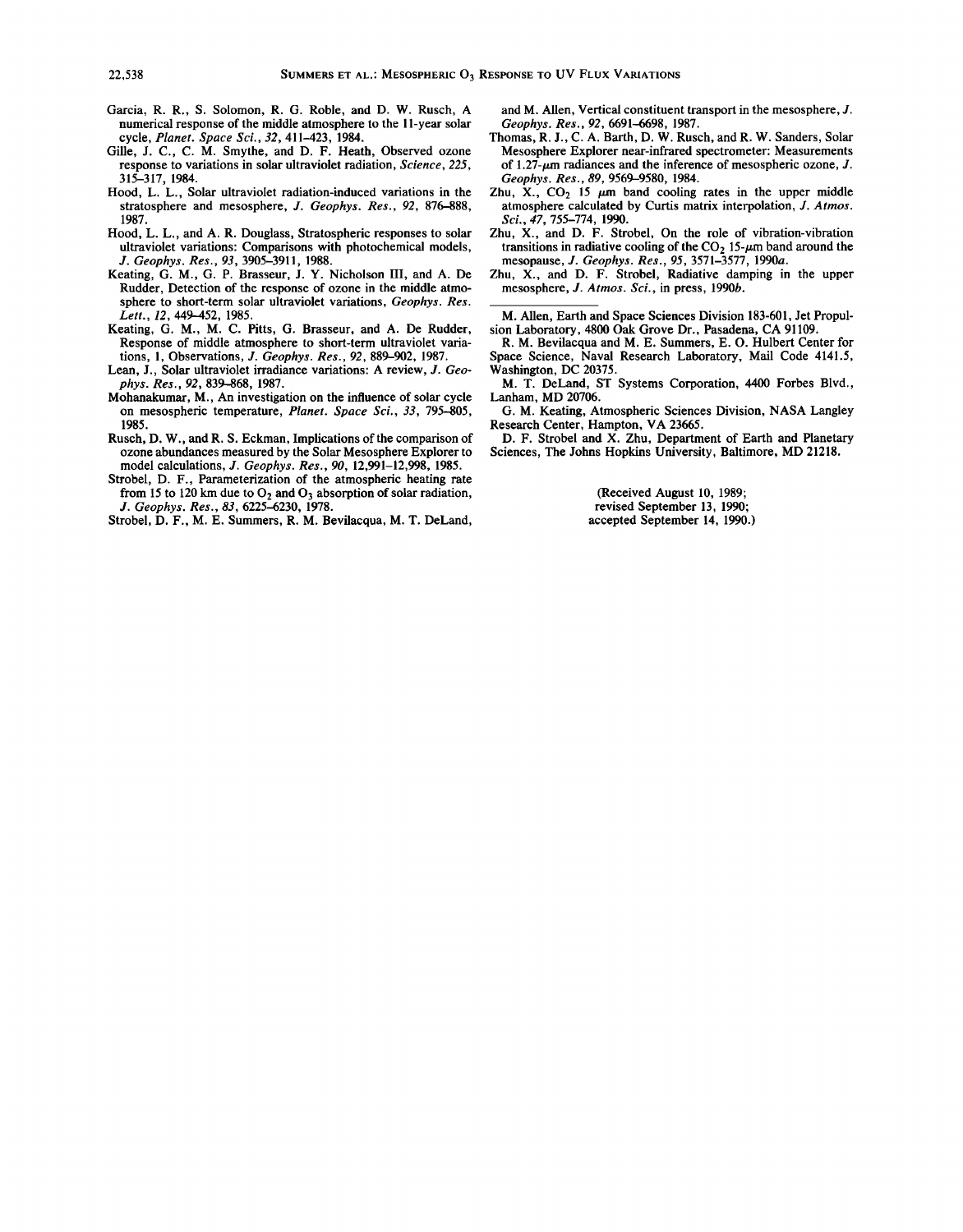Garcia, R. R., S. Solomon, R. G. Roble, and D. W. Rusch, A numerical response of the middle atmosphere to the 11-year solar cycle, *Planet. Space Sci.*, *32*, 411–423, 1984.

Gille, J. C., C. M. Smythe, and D. F. Heath, Observed ozone response to variations in solar ultraviolet radiation, *Science*, *225*, 315–317, 1984.

Hood, L. L., Solar ultraviolet radiation-induced variations in the stratosphere and mesosphere, *J. Geophys. Res.*, *92*, 876–888, 1987.

Hood, L. L., and A. R. Douglass, Stratospheric responses to solar ultraviolet variations: Comparisons with photochemical models, *J. Geophys. Res.*, *93*, 3905–3911, 1988.

Keating, G. M., G. P. Brasseur, J. Y. Nicholson III, and A. De Rudder, Detection of the response of ozone in the middle atmosphere to short-term solar ultraviolet variations, *Geophys. Res. Lett.*, *12*, 449–452, 1985.

Keating, G. M., M. C. Pitts, G. Brasseur, and A. De Rudder, Response of middle atmosphere to short-term ultraviolet variations, 1, Observations, *J. Geophys. Res.*, *92*, 889–902, 1987.

Lean, J., Solar ultraviolet irradiance variations: A review, *J. Geophys. Res.*, *92*, 839–868, 1987.

Mohanakumar, M., An investigation on the influence of solar cycle on mesospheric temperature, *Planet. Space Sci.*, *33*, 795–805, 1985.

Rusch, D. W., and R. S. Eckman, Implications of the comparison of ozone abundances measured by the Solar Mesosphere Explorer to model calculations, *J. Geophys. Res.*, *90*, 12,991–12,998, 1985.

Strobel, D. F., Parameterization of the atmospheric heating rate from 15 to 120 km due to $O_2$ and $O_3$ absorption of solar radiation, *J. Geophys. Res.*, *83*, 6225–6230, 1978.

Strobel, D. F., M. E. Summers, R. M. Bevilacqua, M. T. DeLand, and M. Allen, Vertical constituent transport in the mesosphere, *J. Geophys. Res.*, *92*, 6691–6698, 1987.

Thomas, R. J., C. A. Barth, D. W. Rusch, and R. W. Sanders, Solar Mesosphere Explorer near-infrared spectrometer: Measurements of 1.27-$\mu$m radiances and the inference of mesospheric ozone, *J. Geophys. Res.*, *89*, 9569–9580, 1984.

Zhu, X., $CO_2$ 15 $\mu$m band cooling rates in the upper middle atmosphere calculated by Curtis matrix interpolation, *J. Atmos. Sci.*, *47*, 755–774, 1990.

Zhu, X., and D. F. Strobel, On the role of vibration-vibration transitions in radiative cooling of the $CO_2$ 15-$\mu$m band around the mesopause, *J. Geophys. Res.*, *95*, 3571–3577, 1990*a*.

Zhu, X., and D. F. Strobel, Radiative damping in the upper mesosphere, *J. Atmos. Sci.*, in press, 1990*b*.

---

M. Allen, Earth and Space Sciences Division 183-601, Jet Propulsion Laboratory, 4800 Oak Grove Dr., Pasadena, CA 91109.

R. M. Bevilacqua and M. E. Summers, E. O. Hulbert Center for Space Science, Naval Research Laboratory, Mail Code 4141.5, Washington, DC 20375.

M. T. DeLand, ST Systems Corporation, 4400 Forbes Blvd., Lanham, MD 20706.

G. M. Keating, Atmospheric Sciences Division, NASA Langley Research Center, Hampton, VA 23665.

D. F. Strobel and X. Zhu, Department of Earth and Planetary Sciences, The Johns Hopkins University, Baltimore, MD 21218.

(Received August 10, 1989;
revised September 13, 1990;
accepted September 14, 1990.)